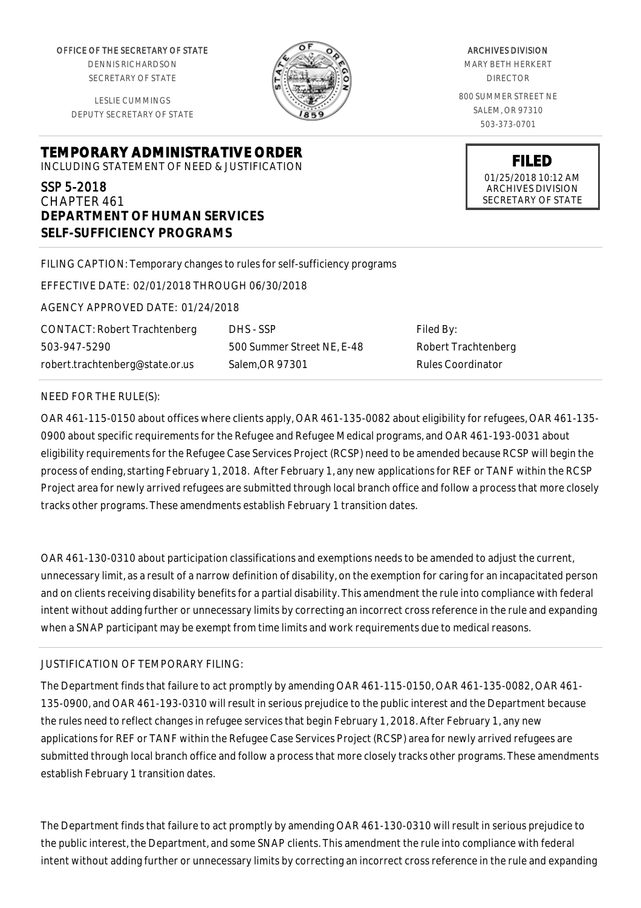OFFICE OF THE SECRETARY OF STATE
DENNIS RICHARDSON
SECRETARY OF STATE

LESLIE CUMMINGS
DEPUTY SECRETARY OF STATE

ARCHIVES DIVISION
MARY BETH HERKERT
DIRECTOR

800 SUMMER STREET NE
SALEM, OR 97310
503-373-0701

**FILED**
01/25/2018 10:12 AM
ARCHIVES DIVISION
SECRETARY OF STATE

# TEMPORARY ADMINISTRATIVE ORDER

INCLUDING STATEMENT OF NEED & JUSTIFICATION

SSP 5-2018
CHAPTER 461
**DEPARTMENT OF HUMAN SERVICES**
**SELF-SUFFICIENCY PROGRAMS**

FILING CAPTION: Temporary changes to rules for self-sufficiency programs

EFFECTIVE DATE: 02/01/2018 THROUGH 06/30/2018

AGENCY APPROVED DATE: 01/24/2018

CONTACT: Robert Trachtenberg
503-947-5290
robert.trachtenberg@state.or.us

DHS - SSP
500 Summer Street NE, E-48
Salem,OR 97301

Filed By:
Robert Trachtenberg
Rules Coordinator

NEED FOR THE RULE(S):

OAR 461-115-0150 about offices where clients apply, OAR 461-135-0082 about eligibility for refugees, OAR 461-135-0900 about specific requirements for the Refugee and Refugee Medical programs, and OAR 461-193-0031 about eligibility requirements for the Refugee Case Services Project (RCSP) need to be amended because RCSP will begin the process of ending, starting February 1, 2018. After February 1, any new applications for REF or TANF within the RCSP Project area for newly arrived refugees are submitted through local branch office and follow a process that more closely tracks other programs. These amendments establish February 1 transition dates.

OAR 461-130-0310 about participation classifications and exemptions needs to be amended to adjust the current, unnecessary limit, as a result of a narrow definition of disability, on the exemption for caring for an incapacitated person and on clients receiving disability benefits for a partial disability. This amendment the rule into compliance with federal intent without adding further or unnecessary limits by correcting an incorrect cross reference in the rule and expanding when a SNAP participant may be exempt from time limits and work requirements due to medical reasons.

JUSTIFICATION OF TEMPORARY FILING:

The Department finds that failure to act promptly by amending OAR 461-115-0150, OAR 461-135-0082, OAR 461-135-0900, and OAR 461-193-0310 will result in serious prejudice to the public interest and the Department because the rules need to reflect changes in refugee services that begin February 1, 2018. After February 1, any new applications for REF or TANF within the Refugee Case Services Project (RCSP) area for newly arrived refugees are submitted through local branch office and follow a process that more closely tracks other programs. These amendments establish February 1 transition dates.

The Department finds that failure to act promptly by amending OAR 461-130-0310 will result in serious prejudice to the public interest, the Department, and some SNAP clients. This amendment the rule into compliance with federal intent without adding further or unnecessary limits by correcting an incorrect cross reference in the rule and expanding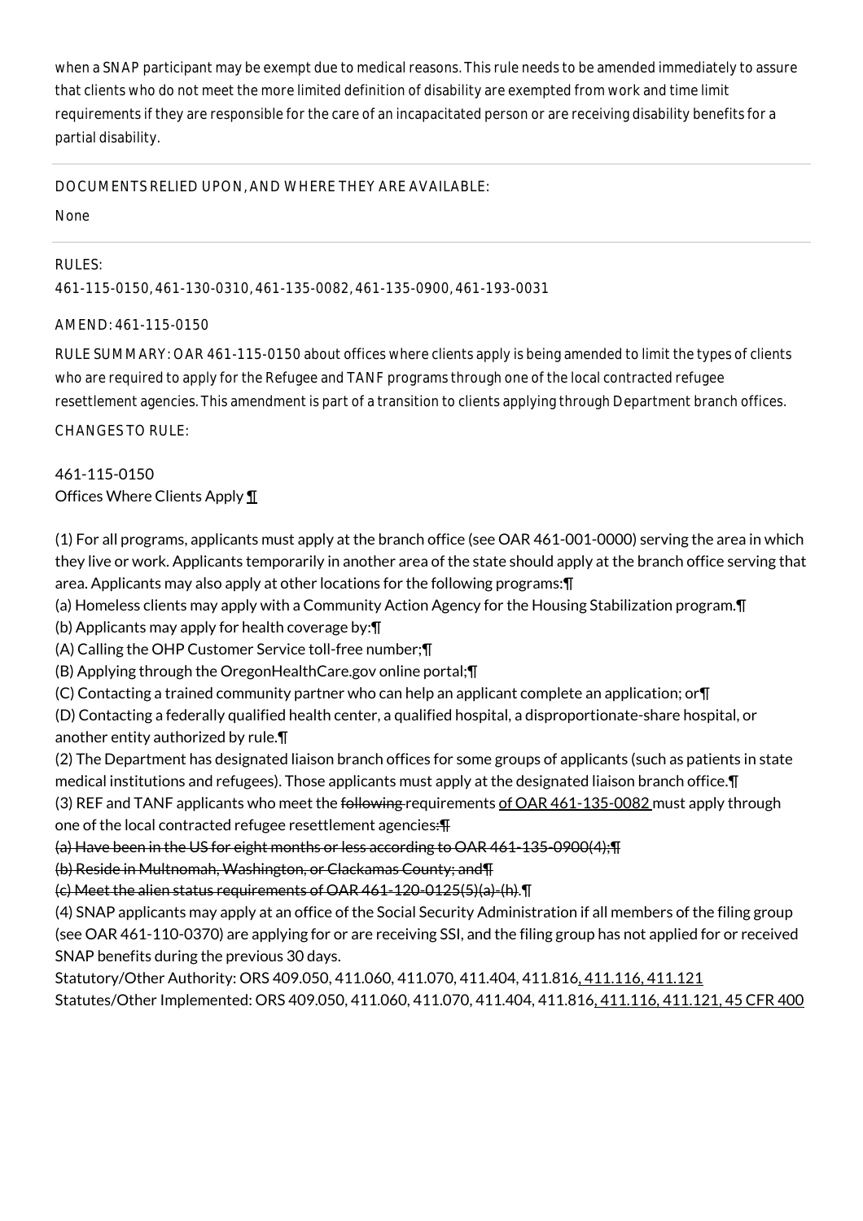when a SNAP participant may be exempt due to medical reasons. This rule needs to be amended immediately to assure that clients who do not meet the more limited definition of disability are exempted from work and time limit requirements if they are responsible for the care of an incapacitated person or are receiving disability benefits for a partial disability.

DOCUMENTS RELIED UPON, AND WHERE THEY ARE AVAILABLE:

None

RULES:

461-115-0150, 461-130-0310, 461-135-0082, 461-135-0900, 461-193-0031

AMEND: 461-115-0150

RULE SUMMARY: OAR 461-115-0150 about offices where clients apply is being amended to limit the types of clients who are required to apply for the Refugee and TANF programs through one of the local contracted refugee resettlement agencies. This amendment is part of a transition to clients applying through Department branch offices.

CHANGES TO RULE:

461-115-0150
Offices Where Clients Apply ¶

(1) For all programs, applicants must apply at the branch office (see OAR 461-001-0000) serving the area in which they live or work. Applicants temporarily in another area of the state should apply at the branch office serving that area. Applicants may also apply at other locations for the following programs:¶
(a) Homeless clients may apply with a Community Action Agency for the Housing Stabilization program.¶
(b) Applicants may apply for health coverage by:¶
(A) Calling the OHP Customer Service toll-free number;¶
(B) Applying through the OregonHealthCare.gov online portal;¶
(C) Contacting a trained community partner who can help an applicant complete an application; or¶
(D) Contacting a federally qualified health center, a qualified hospital, a disproportionate-share hospital, or another entity authorized by rule.¶
(2) The Department has designated liaison branch offices for some groups of applicants (such as patients in state medical institutions and refugees). Those applicants must apply at the designated liaison branch office.¶
(3) REF and TANF applicants who meet the ~~following~~ requirements <u>of OAR 461-135-0082</u> must apply through one of the local contracted refugee resettlement agencies~~:¶~~
~~(a) Have been in the US for eight months or less according to OAR 461-135-0900(4);¶~~
~~(b) Reside in Multnomah, Washington, or Clackamas County; and¶~~
~~(c) Meet the alien status requirements of OAR 461-120-0125(5)(a)-(h)~~.¶
(4) SNAP applicants may apply at an office of the Social Security Administration if all members of the filing group (see OAR 461-110-0370) are applying for or are receiving SSI, and the filing group has not applied for or received SNAP benefits during the previous 30 days.

Statutory/Other Authority: ORS 409.050, 411.060, 411.070, 411.404, 411.816<u>, 411.116, 411.121</u>
Statutes/Other Implemented: ORS 409.050, 411.060, 411.070, 411.404, 411.816<u>, 411.116, 411.121, 45 CFR 400</u>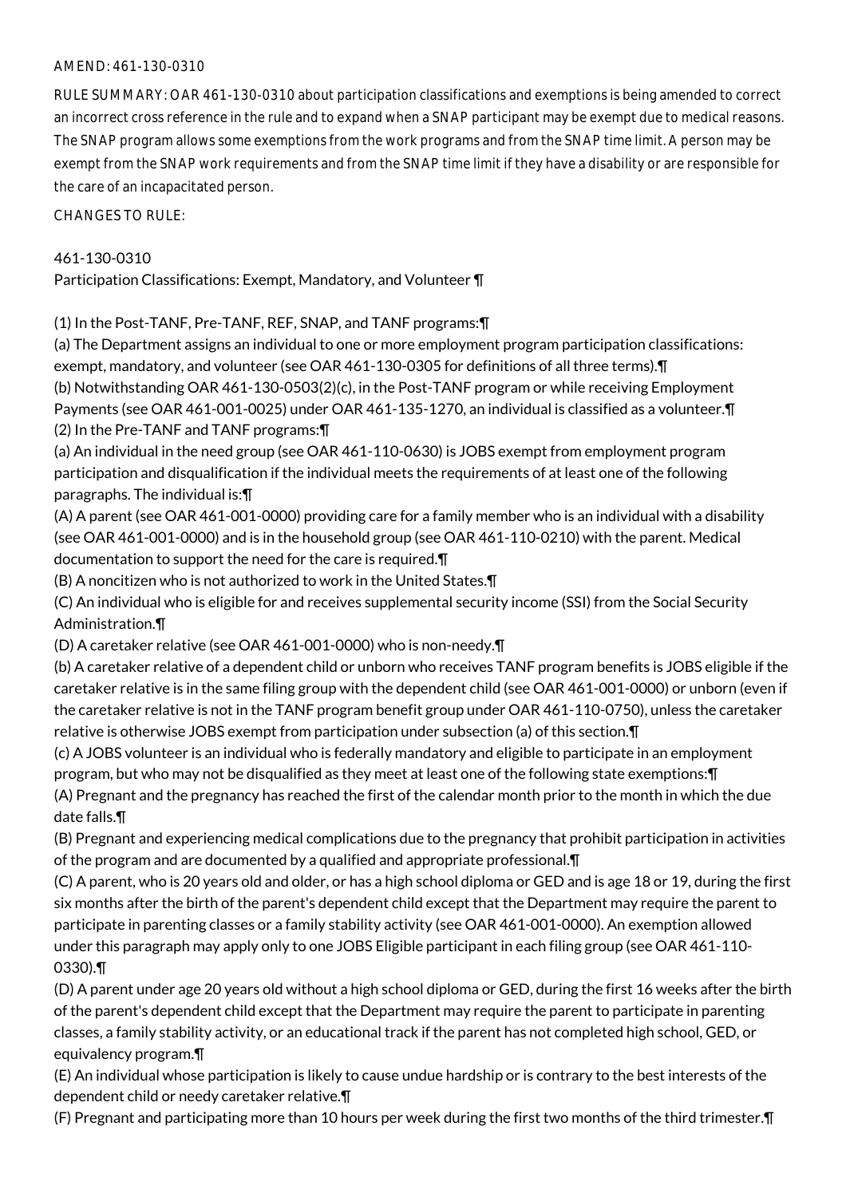AMEND: 461-130-0310

RULE SUMMARY: OAR 461-130-0310 about participation classifications and exemptions is being amended to correct an incorrect cross reference in the rule and to expand when a SNAP participant may be exempt due to medical reasons. The SNAP program allows some exemptions from the work programs and from the SNAP time limit. A person may be exempt from the SNAP work requirements and from the SNAP time limit if they have a disability or are responsible for the care of an incapacitated person.

CHANGES TO RULE:

461-130-0310
Participation Classifications: Exempt, Mandatory, and Volunteer ¶

(1) In the Post-TANF, Pre-TANF, REF, SNAP, and TANF programs:¶
(a) The Department assigns an individual to one or more employment program participation classifications: exempt, mandatory, and volunteer (see OAR 461-130-0305 for definitions of all three terms).¶
(b) Notwithstanding OAR 461-130-0503(2)(c), in the Post-TANF program or while receiving Employment Payments (see OAR 461-001-0025) under OAR 461-135-1270, an individual is classified as a volunteer.¶
(2) In the Pre-TANF and TANF programs:¶
(a) An individual in the need group (see OAR 461-110-0630) is JOBS exempt from employment program participation and disqualification if the individual meets the requirements of at least one of the following paragraphs. The individual is:¶
(A) A parent (see OAR 461-001-0000) providing care for a family member who is an individual with a disability (see OAR 461-001-0000) and is in the household group (see OAR 461-110-0210) with the parent. Medical documentation to support the need for the care is required.¶
(B) A noncitizen who is not authorized to work in the United States.¶
(C) An individual who is eligible for and receives supplemental security income (SSI) from the Social Security Administration.¶
(D) A caretaker relative (see OAR 461-001-0000) who is non-needy.¶
(b) A caretaker relative of a dependent child or unborn who receives TANF program benefits is JOBS eligible if the caretaker relative is in the same filing group with the dependent child (see OAR 461-001-0000) or unborn (even if the caretaker relative is not in the TANF program benefit group under OAR 461-110-0750), unless the caretaker relative is otherwise JOBS exempt from participation under subsection (a) of this section.¶
(c) A JOBS volunteer is an individual who is federally mandatory and eligible to participate in an employment program, but who may not be disqualified as they meet at least one of the following state exemptions:¶
(A) Pregnant and the pregnancy has reached the first of the calendar month prior to the month in which the due date falls.¶
(B) Pregnant and experiencing medical complications due to the pregnancy that prohibit participation in activities of the program and are documented by a qualified and appropriate professional.¶
(C) A parent, who is 20 years old and older, or has a high school diploma or GED and is age 18 or 19, during the first six months after the birth of the parent's dependent child except that the Department may require the parent to participate in parenting classes or a family stability activity (see OAR 461-001-0000). An exemption allowed under this paragraph may apply only to one JOBS Eligible participant in each filing group (see OAR 461-110-0330).¶
(D) A parent under age 20 years old without a high school diploma or GED, during the first 16 weeks after the birth of the parent's dependent child except that the Department may require the parent to participate in parenting classes, a family stability activity, or an educational track if the parent has not completed high school, GED, or equivalency program.¶
(E) An individual whose participation is likely to cause undue hardship or is contrary to the best interests of the dependent child or needy caretaker relative.¶
(F) Pregnant and participating more than 10 hours per week during the first two months of the third trimester.¶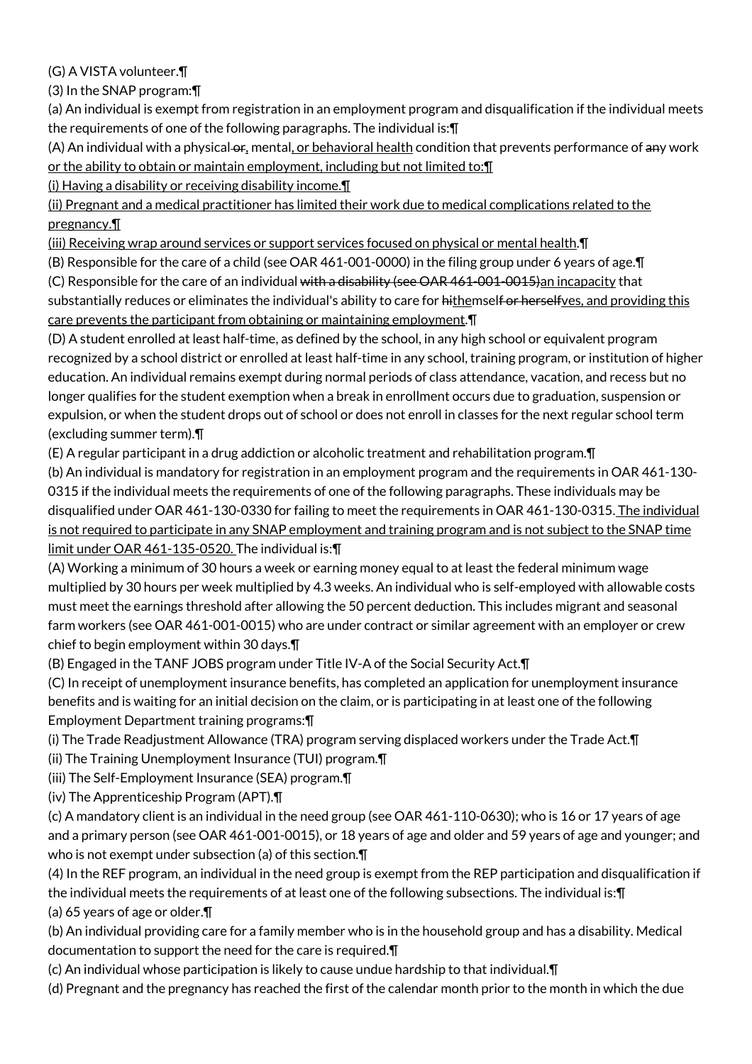(G) A VISTA volunteer.¶

(3) In the SNAP program:¶

(a) An individual is exempt from registration in an employment program and disqualification if the individual meets the requirements of one of the following paragraphs. The individual is:¶

(A) An individual with a physical ~~or~~<u>,</u> mental<u>, or behavioral health</u> condition that prevents performance of ~~any~~ work <u>or the ability to obtain or maintain employment, including but not limited to:¶</u>

<u>(i) Having a disability or receiving disability income.¶</u>

<u>(ii) Pregnant and a medical practitioner has limited their work due to medical complications related to the pregnancy.¶</u>

<u>(iii) Receiving wrap around services or support services focused on physical or mental health</u>.¶

(B) Responsible for the care of a child (see OAR 461-001-0000) in the filing group under 6 years of age.¶

(C) Responsible for the care of an individual ~~with a disability (see OAR 461-001-0015)~~<u>an incapacity</u> that substantially reduces or eliminates the individual's ability to care for ~~hi~~<u>the</u>msel~~f or herself~~<u>ves, and providing this care prevents the participant from obtaining or maintaining employment</u>.¶

(D) A student enrolled at least half-time, as defined by the school, in any high school or equivalent program recognized by a school district or enrolled at least half-time in any school, training program, or institution of higher education. An individual remains exempt during normal periods of class attendance, vacation, and recess but no longer qualifies for the student exemption when a break in enrollment occurs due to graduation, suspension or expulsion, or when the student drops out of school or does not enroll in classes for the next regular school term (excluding summer term).¶

(E) A regular participant in a drug addiction or alcoholic treatment and rehabilitation program.¶

(b) An individual is mandatory for registration in an employment program and the requirements in OAR 461-130-0315 if the individual meets the requirements of one of the following paragraphs. These individuals may be disqualified under OAR 461-130-0330 for failing to meet the requirements in OAR 461-130-0315.<u> The individual is not required to participate in any SNAP employment and training program and is not subject to the SNAP time limit under OAR 461-135-0520. </u>The individual is:¶

(A) Working a minimum of 30 hours a week or earning money equal to at least the federal minimum wage multiplied by 30 hours per week multiplied by 4.3 weeks. An individual who is self-employed with allowable costs must meet the earnings threshold after allowing the 50 percent deduction. This includes migrant and seasonal farm workers (see OAR 461-001-0015) who are under contract or similar agreement with an employer or crew chief to begin employment within 30 days.¶

(B) Engaged in the TANF JOBS program under Title IV-A of the Social Security Act.¶

(C) In receipt of unemployment insurance benefits, has completed an application for unemployment insurance benefits and is waiting for an initial decision on the claim, or is participating in at least one of the following Employment Department training programs:¶

(i) The Trade Readjustment Allowance (TRA) program serving displaced workers under the Trade Act.¶

(ii) The Training Unemployment Insurance (TUI) program.¶

(iii) The Self-Employment Insurance (SEA) program.¶

(iv) The Apprenticeship Program (APT).¶

(c) A mandatory client is an individual in the need group (see OAR 461-110-0630); who is 16 or 17 years of age and a primary person (see OAR 461-001-0015), or 18 years of age and older and 59 years of age and younger; and who is not exempt under subsection (a) of this section.¶

(4) In the REF program, an individual in the need group is exempt from the REP participation and disqualification if the individual meets the requirements of at least one of the following subsections. The individual is:¶

(a) 65 years of age or older.¶

(b) An individual providing care for a family member who is in the household group and has a disability. Medical documentation to support the need for the care is required.¶

(c) An individual whose participation is likely to cause undue hardship to that individual.¶

(d) Pregnant and the pregnancy has reached the first of the calendar month prior to the month in which the due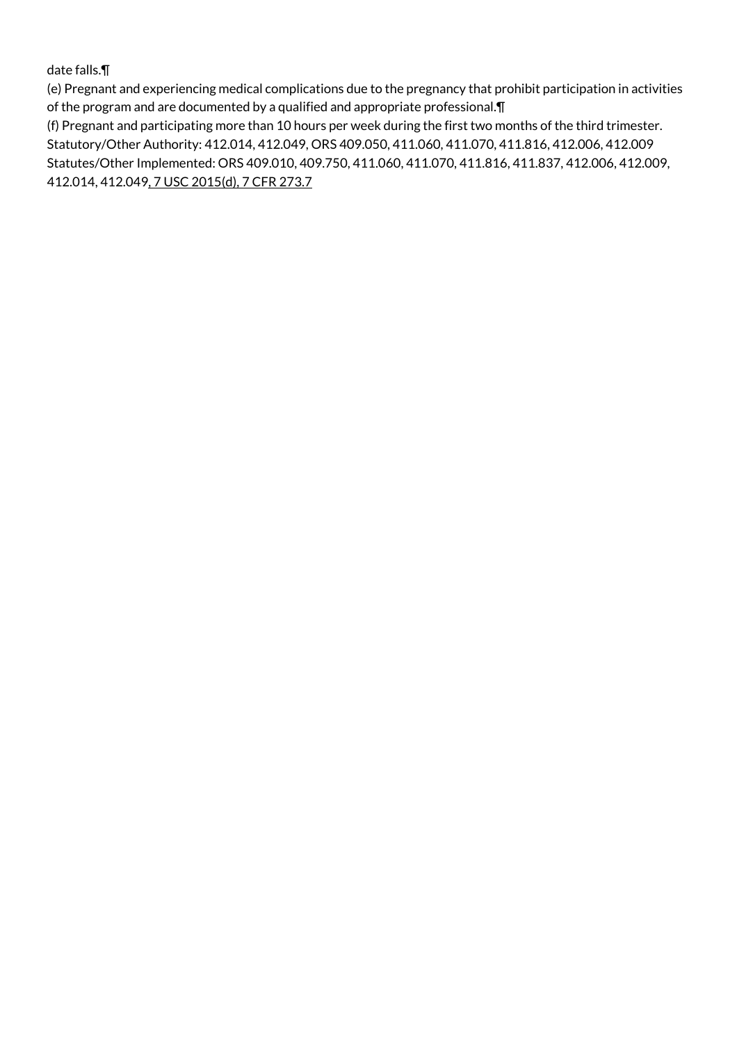date falls.¶
(e) Pregnant and experiencing medical complications due to the pregnancy that prohibit participation in activities of the program and are documented by a qualified and appropriate professional.¶
(f) Pregnant and participating more than 10 hours per week during the first two months of the third trimester.
Statutory/Other Authority: 412.014, 412.049, ORS 409.050, 411.060, 411.070, 411.816, 412.006, 412.009
Statutes/Other Implemented: ORS 409.010, 409.750, 411.060, 411.070, 411.816, 411.837, 412.006, 412.009, 412.014, 412.049, 7 USC 2015(d), 7 CFR 273.7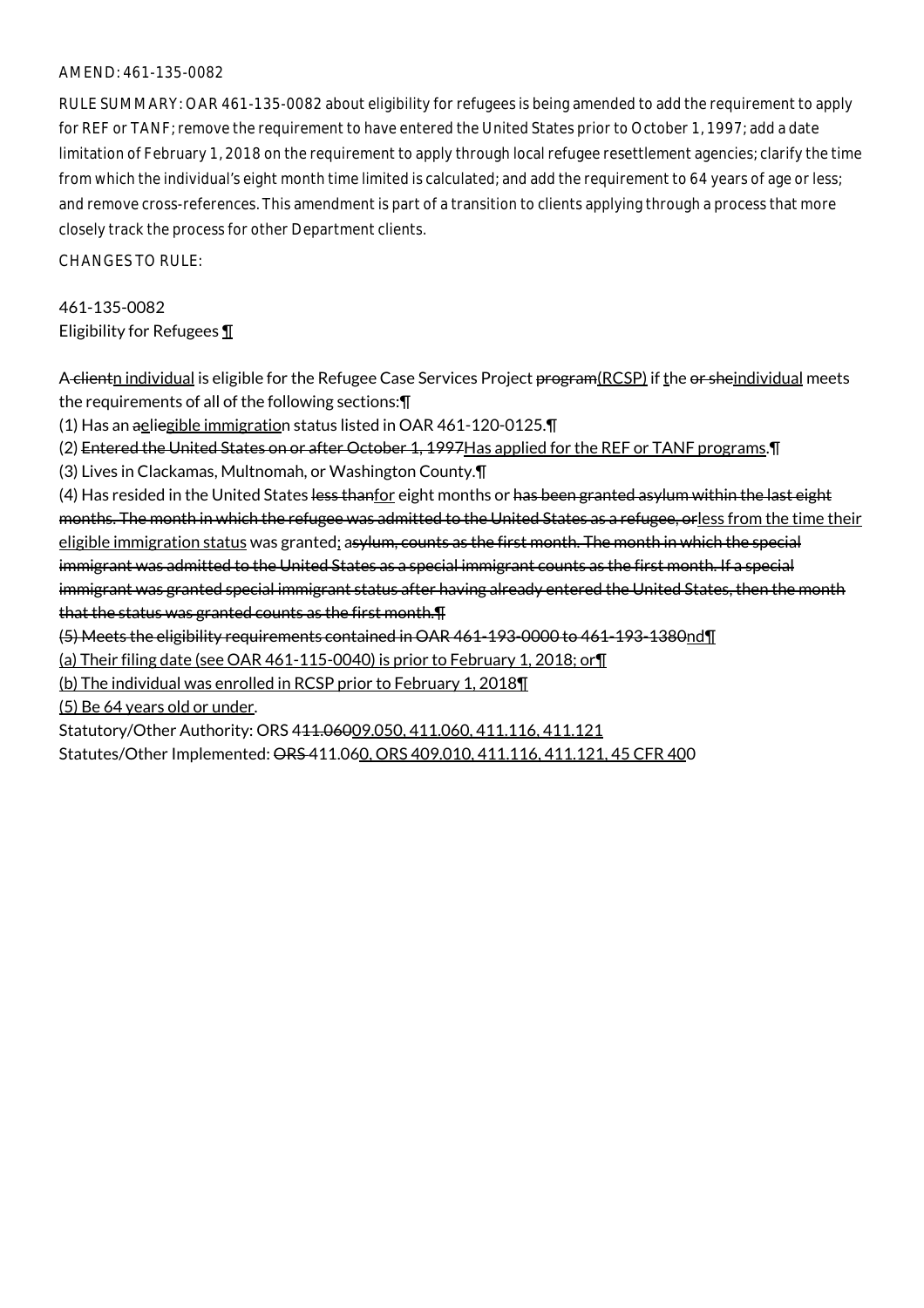AMEND: 461-135-0082

RULE SUMMARY: OAR 461-135-0082 about eligibility for refugees is being amended to add the requirement to apply for REF or TANF; remove the requirement to have entered the United States prior to October 1, 1997; add a date limitation of February 1, 2018 on the requirement to apply through local refugee resettlement agencies; clarify the time from which the individual's eight month time limited is calculated; and add the requirement to 64 years of age or less; and remove cross-references. This amendment is part of a transition to clients applying through a process that more closely track the process for other Department clients.

CHANGES TO RULE:

461-135-0082
Eligibility for Refugees ¶

A ~~client~~n individual is eligible for the Refugee Case Services Project ~~program~~(RCSP) if ~~t~~the ~~or she~~individual meets the requirements of all of the following sections:¶

(1) Has an ~~a~~eliegible immigration status listed in OAR 461-120-0125.¶

(2) ~~Entered the United States on or after October 1, 1997~~Has applied for the REF or TANF programs.¶

(3) Lives in Clackamas, Multnomah, or Washington County.¶

(4) Has resided in the United States ~~less than~~for eight months or ~~has been granted asylum within the last eight months. The month in which the refugee was admitted to the United States as a refugee, or~~less from the time their eligible immigration status was granted; a~~sylum, counts as the first month. The month in which the special immigrant was admitted to the United States as a special immigrant counts as the first month. If a special immigrant was granted special immigrant status after having already entered the United States, then the month that the status was granted counts as the first month.¶~~

~~(5) Meets the eligibility requirements contained in OAR 461-193-0000 to 461-193-1380~~nd¶

(a) Their filing date (see OAR 461-115-0040) is prior to February 1, 2018; or¶

(b) The individual was enrolled in RCSP prior to February 1, 2018¶

(5) Be 64 years old or under.

Statutory/Other Authority: ORS 4~~11.060~~09.050, 411.060, 411.116, 411.121

Statutes/Other Implemented: ~~ORS~~ 411.060, ORS 409.010, 411.116, 411.121, 45 CFR 400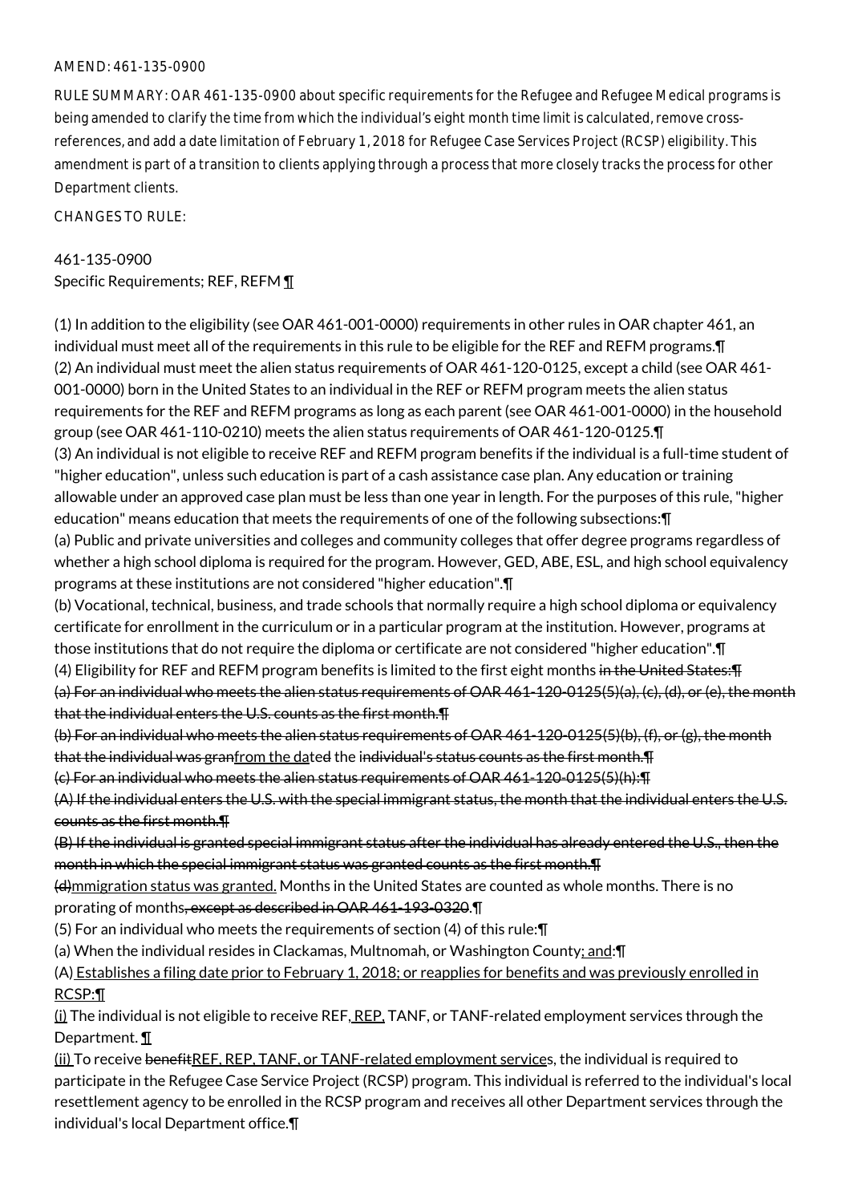AMEND: 461-135-0900

RULE SUMMARY: OAR 461-135-0900 about specific requirements for the Refugee and Refugee Medical programs is being amended to clarify the time from which the individual's eight month time limit is calculated, remove cross-references, and add a date limitation of February 1, 2018 for Refugee Case Services Project (RCSP) eligibility. This amendment is part of a transition to clients applying through a process that more closely tracks the process for other Department clients.

CHANGES TO RULE:

461-135-0900
Specific Requirements; REF, REFM ¶

(1) In addition to the eligibility (see OAR 461-001-0000) requirements in other rules in OAR chapter 461, an individual must meet all of the requirements in this rule to be eligible for the REF and REFM programs.¶
(2) An individual must meet the alien status requirements of OAR 461-120-0125, except a child (see OAR 461-001-0000) born in the United States to an individual in the REF or REFM program meets the alien status requirements for the REF and REFM programs as long as each parent (see OAR 461-001-0000) in the household group (see OAR 461-110-0210) meets the alien status requirements of OAR 461-120-0125.¶
(3) An individual is not eligible to receive REF and REFM program benefits if the individual is a full-time student of "higher education", unless such education is part of a cash assistance case plan. Any education or training allowable under an approved case plan must be less than one year in length. For the purposes of this rule, "higher education" means education that meets the requirements of one of the following subsections:¶
(a) Public and private universities and colleges and community colleges that offer degree programs regardless of whether a high school diploma is required for the program. However, GED, ABE, ESL, and high school equivalency programs at these institutions are not considered "higher education".¶
(b) Vocational, technical, business, and trade schools that normally require a high school diploma or equivalency certificate for enrollment in the curriculum or in a particular program at the institution. However, programs at those institutions that do not require the diploma or certificate are not considered "higher education".¶
(4) Eligibility for REF and REFM program benefits is limited to the first eight months ~~in the United States:¶~~
~~(a) For an individual who meets the alien status requirements of OAR 461-120-0125(5)(a), (c), (d), or (e), the month that the individual enters the U.S. counts as the first month.¶~~
~~(b) For an individual who meets the alien status requirements of OAR 461-120-0125(5)(b), (f), or (g), the month that the individual was gran~~from the dat~~ed~~ the ~~individual's status counts as the first month.¶~~
~~(c) For an individual who meets the alien status requirements of OAR 461-120-0125(5)(h):¶~~
~~(A) If the individual enters the U.S. with the special immigrant status, the month that the individual enters the U.S. counts as the first month.¶~~
~~(B) If the individual is granted special immigrant status after the individual has already entered the U.S., then the month in which the special immigrant status was granted counts as the first month.¶~~
~~(d)~~mmigration status was granted. Months in the United States are counted as whole months. There is no prorating of months~~, except as described in OAR 461-193-0320~~.¶
(5) For an individual who meets the requirements of section (4) of this rule:¶
(a) When the individual resides in Clackamas, Multnomah, or Washington County; and:¶
(A) Establishes a filing date prior to February 1, 2018; or reapplies for benefits and was previously enrolled in RCSP:¶
(i) The individual is not eligible to receive REF, REP, TANF, or TANF-related employment services through the Department. ¶
(ii) To receive ~~benefit~~REF, REP, TANF, or TANF-related employment services, the individual is required to participate in the Refugee Case Service Project (RCSP) program. This individual is referred to the individual's local resettlement agency to be enrolled in the RCSP program and receives all other Department services through the individual's local Department office.¶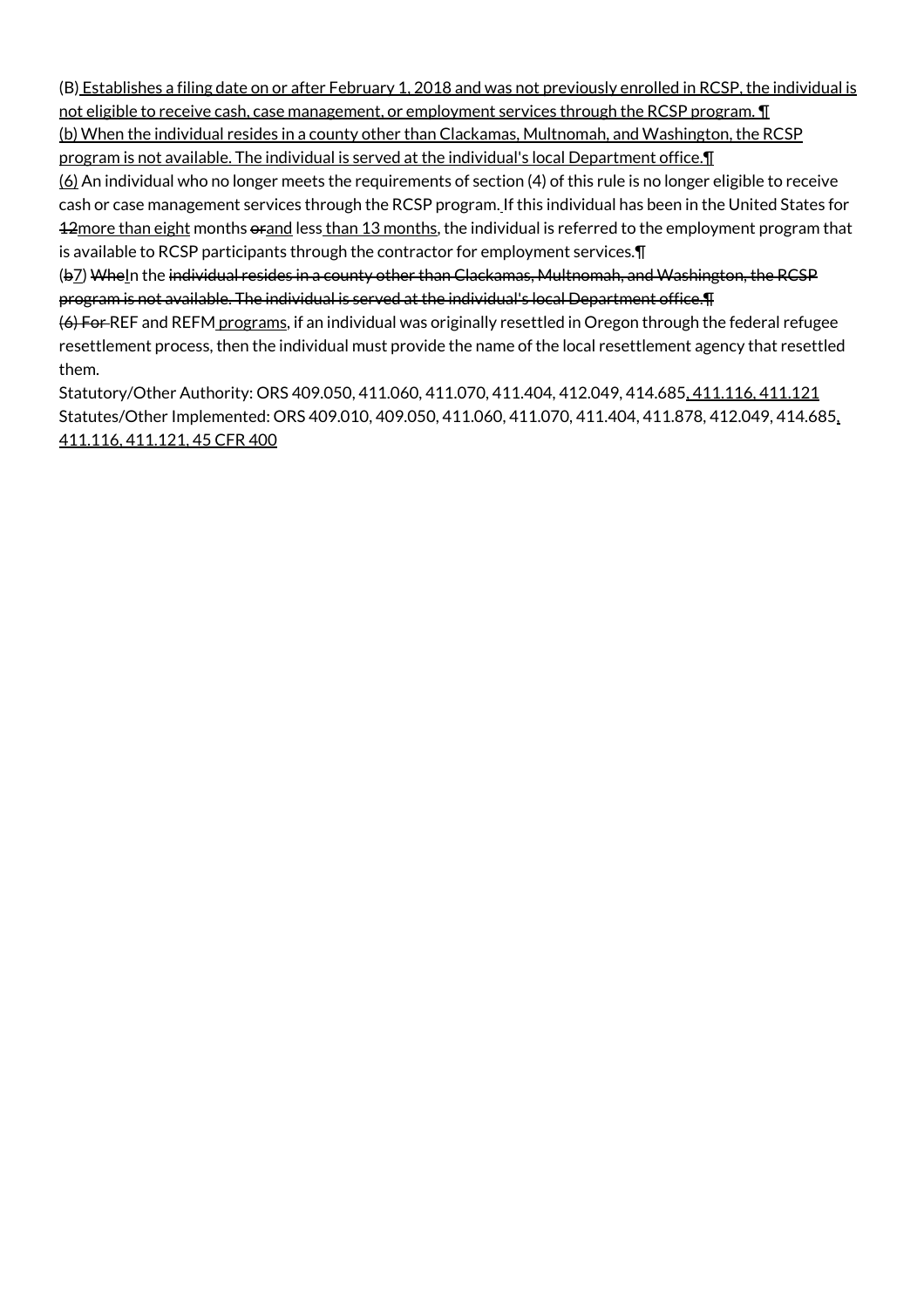(B) Establishes a filing date on or after February 1, 2018 and was not previously enrolled in RCSP, the individual is not eligible to receive cash, case management, or employment services through the RCSP program. ¶
(b) When the individual resides in a county other than Clackamas, Multnomah, and Washington, the RCSP program is not available. The individual is served at the individual's local Department office.¶
(6) An individual who no longer meets the requirements of section (4) of this rule is no longer eligible to receive cash or case management services through the RCSP program. If this individual has been in the United States for 12more than eight months orand less than 13 months, the individual is referred to the employment program that is available to RCSP participants through the contractor for employment services.¶
(b7) WheIn the individual resides in a county other than Clackamas, Multnomah, and Washington, the RCSP program is not available. The individual is served at the individual's local Department office.¶
(6) For REF and REFM programs, if an individual was originally resettled in Oregon through the federal refugee resettlement process, then the individual must provide the name of the local resettlement agency that resettled them.
Statutory/Other Authority: ORS 409.050, 411.060, 411.070, 411.404, 412.049, 414.685, 411.116, 411.121
Statutes/Other Implemented: ORS 409.010, 409.050, 411.060, 411.070, 411.404, 411.878, 412.049, 414.685, 411.116, 411.121, 45 CFR 400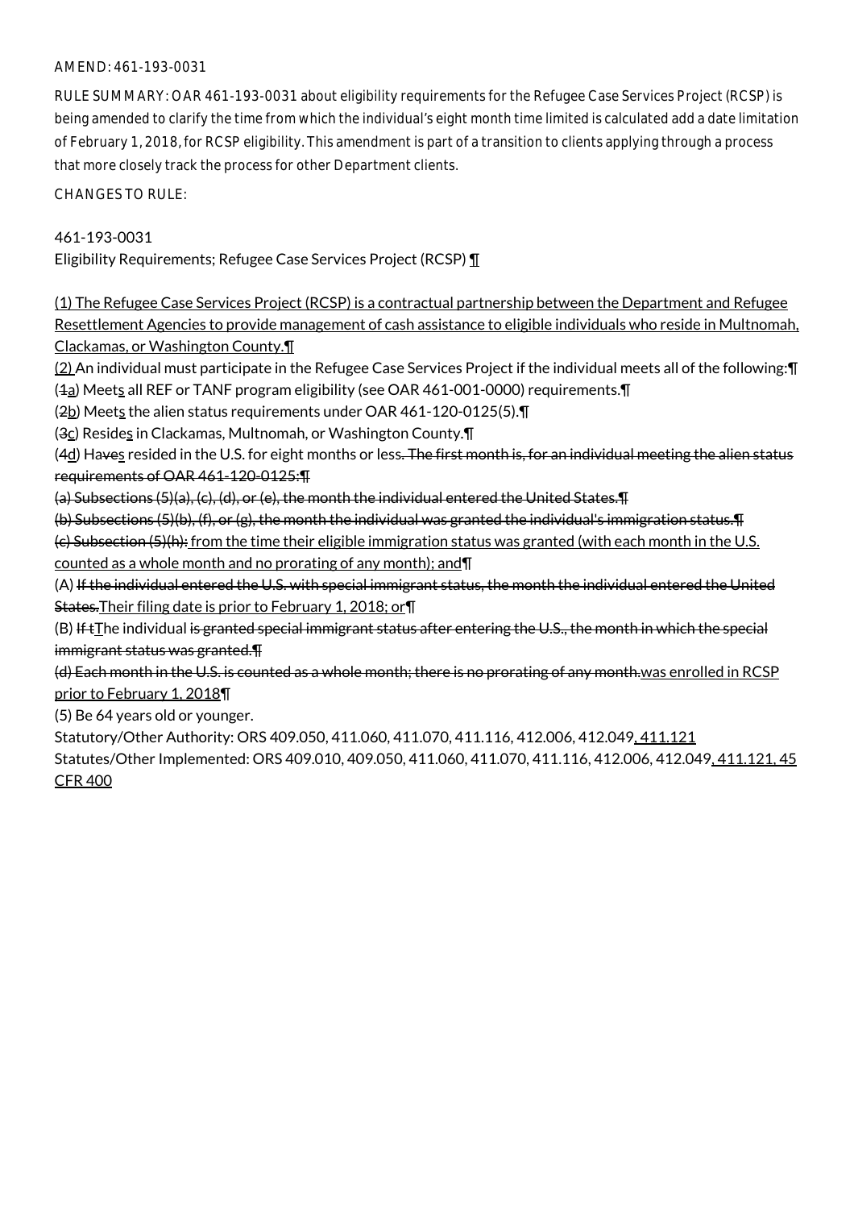AMEND: 461-193-0031

RULE SUMMARY: OAR 461-193-0031 about eligibility requirements for the Refugee Case Services Project (RCSP) is being amended to clarify the time from which the individual's eight month time limited is calculated add a date limitation of February 1, 2018, for RCSP eligibility. This amendment is part of a transition to clients applying through a process that more closely track the process for other Department clients.

CHANGES TO RULE:

461-193-0031

Eligibility Requirements; Refugee Case Services Project (RCSP) ¶

(1) The Refugee Case Services Project (RCSP) is a contractual partnership between the Department and Refugee Resettlement Agencies to provide management of cash assistance to eligible individuals who reside in Multnomah, Clackamas, or Washington County.¶

(2) An individual must participate in the Refugee Case Services Project if the individual meets all of the following:¶

(~~1~~a) Meets all REF or TANF program eligibility (see OAR 461-001-0000) requirements.¶

(~~2~~b) Meets the alien status requirements under OAR 461-120-0125(5).¶

(~~3~~c) Resides in Clackamas, Multnomah, or Washington County.¶

(~~4~~d) Ha~~ve~~s resided in the U.S. for eight months or less~~. The first month is, for an individual meeting the alien status requirements of OAR 461-120-0125:¶~~

~~(a) Subsections (5)(a), (c), (d), or (e), the month the individual entered the United States.¶~~

~~(b) Subsections (5)(b), (f), or (g), the month the individual was granted the individual's immigration status.¶~~

~~(c) Subsection (5)(h):~~ from the time their eligible immigration status was granted (with each month in the U.S. counted as a whole month and no prorating of any month); and¶

(A) ~~If the individual entered the U.S. with special immigrant status, the month the individual entered the United States.~~Their filing date is prior to February 1, 2018; or¶

(B) ~~If t~~The individual ~~is granted special immigrant status after entering the U.S., the month in which the special immigrant status was granted.¶~~

~~(d) Each month in the U.S. is counted as a whole month; there is no prorating of any month.~~was enrolled in RCSP prior to February 1, 2018¶

(5) Be 64 years old or younger.

Statutory/Other Authority: ORS 409.050, 411.060, 411.070, 411.116, 412.006, 412.049, 411.121

Statutes/Other Implemented: ORS 409.010, 409.050, 411.060, 411.070, 411.116, 412.006, 412.049, 411.121, 45 CFR 400